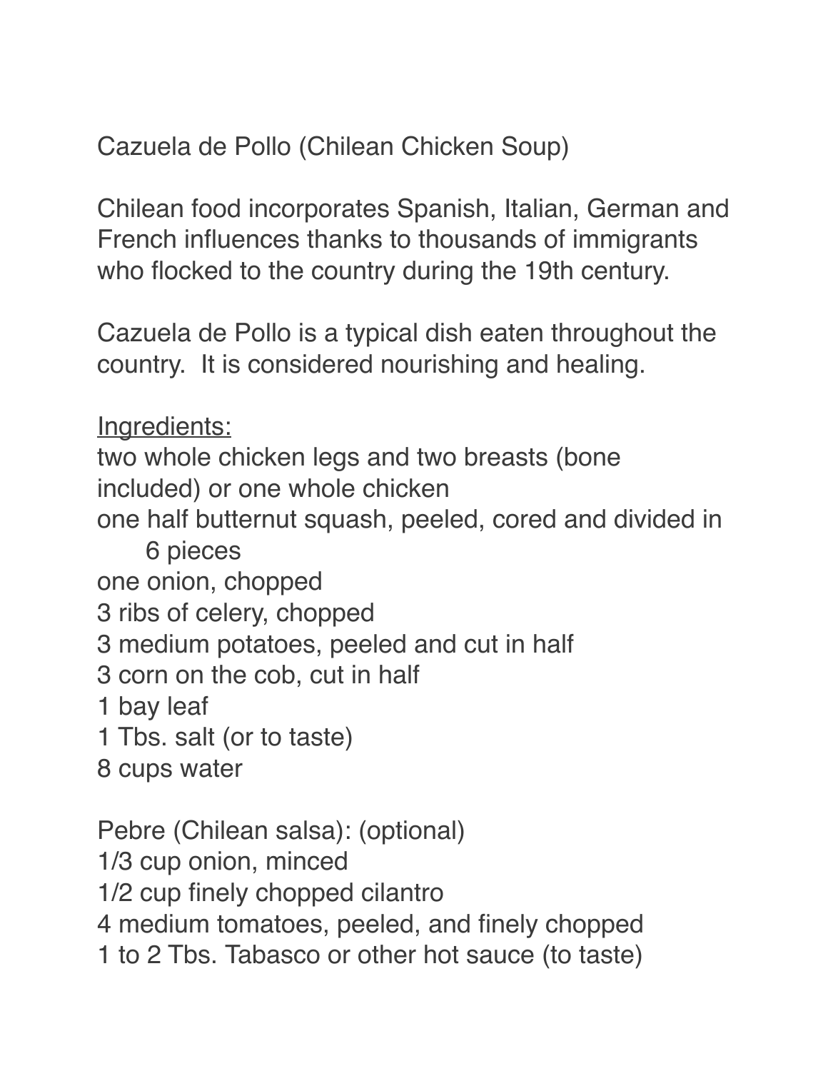# Cazuela de Pollo (Chilean Chicken Soup)

Chilean food incorporates Spanish, Italian, German and French influences thanks to thousands of immigrants who flocked to the country during the 19th century.

Cazuela de Pollo is a typical dish eaten throughout the country. It is considered nourishing and healing.

<u>Ingredients:</u>

two whole chicken legs and two breasts (bone included) or one whole chicken  
one half butternut squash, peeled, cored and divided in 6 pieces  
one onion, chopped  
3 ribs of celery, chopped  
3 medium potatoes, peeled and cut in half  
3 corn on the cob, cut in half  
1 bay leaf  
1 Tbs. salt (or to taste)  
8 cups water

Pebre (Chilean salsa): (optional)  
1/3 cup onion, minced  
1/2 cup finely chopped cilantro  
4 medium tomatoes, peeled, and finely chopped  
1 to 2 Tbs. Tabasco or other hot sauce (to taste)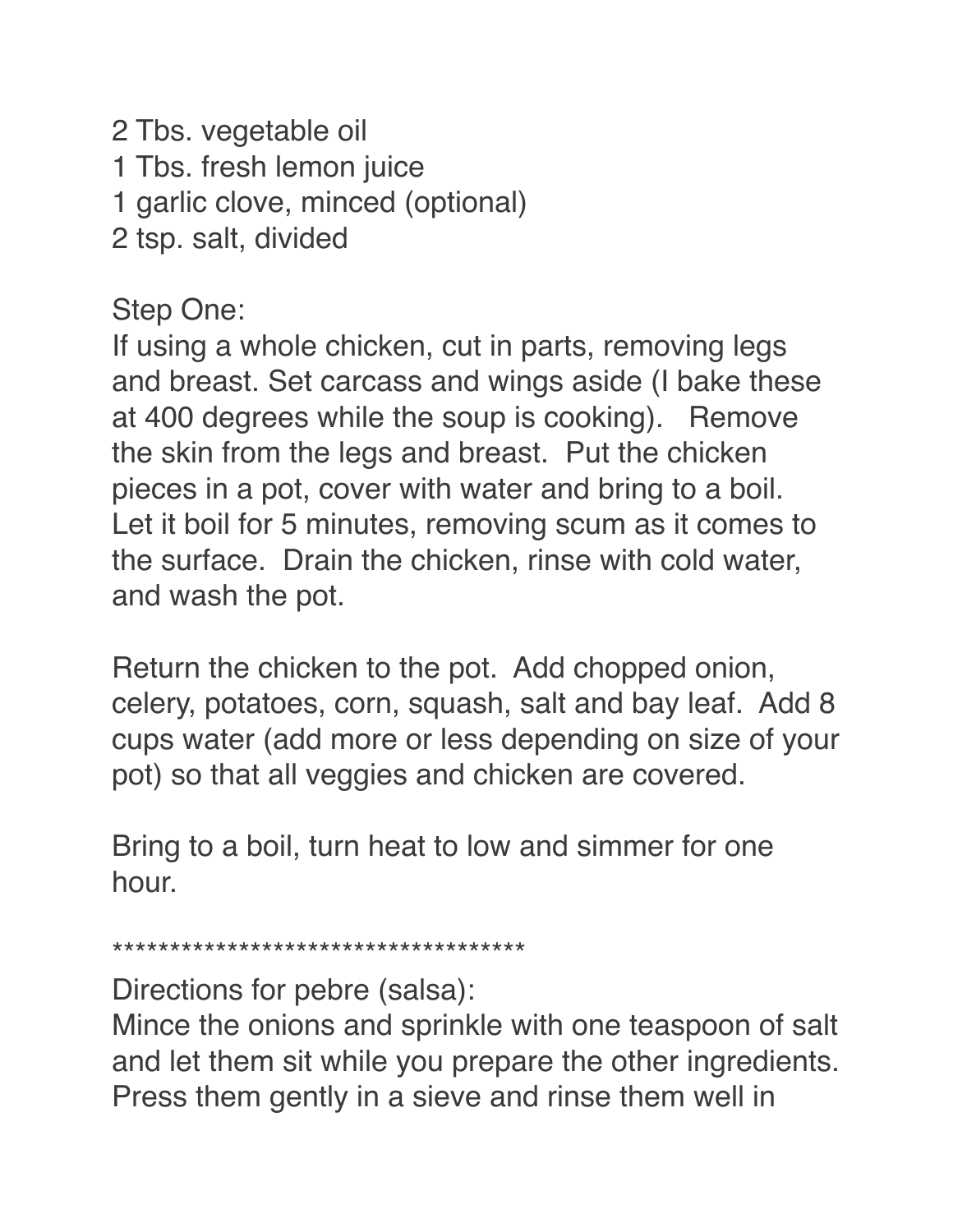2 Tbs. vegetable oil
1 Tbs. fresh lemon juice
1 garlic clove, minced (optional)
2 tsp. salt, divided

Step One:
If using a whole chicken, cut in parts, removing legs and breast. Set carcass and wings aside (I bake these at 400 degrees while the soup is cooking). Remove the skin from the legs and breast. Put the chicken pieces in a pot, cover with water and bring to a boil. Let it boil for 5 minutes, removing scum as it comes to the surface. Drain the chicken, rinse with cold water, and wash the pot.

Return the chicken to the pot. Add chopped onion, celery, potatoes, corn, squash, salt and bay leaf. Add 8 cups water (add more or less depending on size of your pot) so that all veggies and chicken are covered.

Bring to a boil, turn heat to low and simmer for one hour.

*************************************

Directions for pebre (salsa):
Mince the onions and sprinkle with one teaspoon of salt and let them sit while you prepare the other ingredients. Press them gently in a sieve and rinse them well in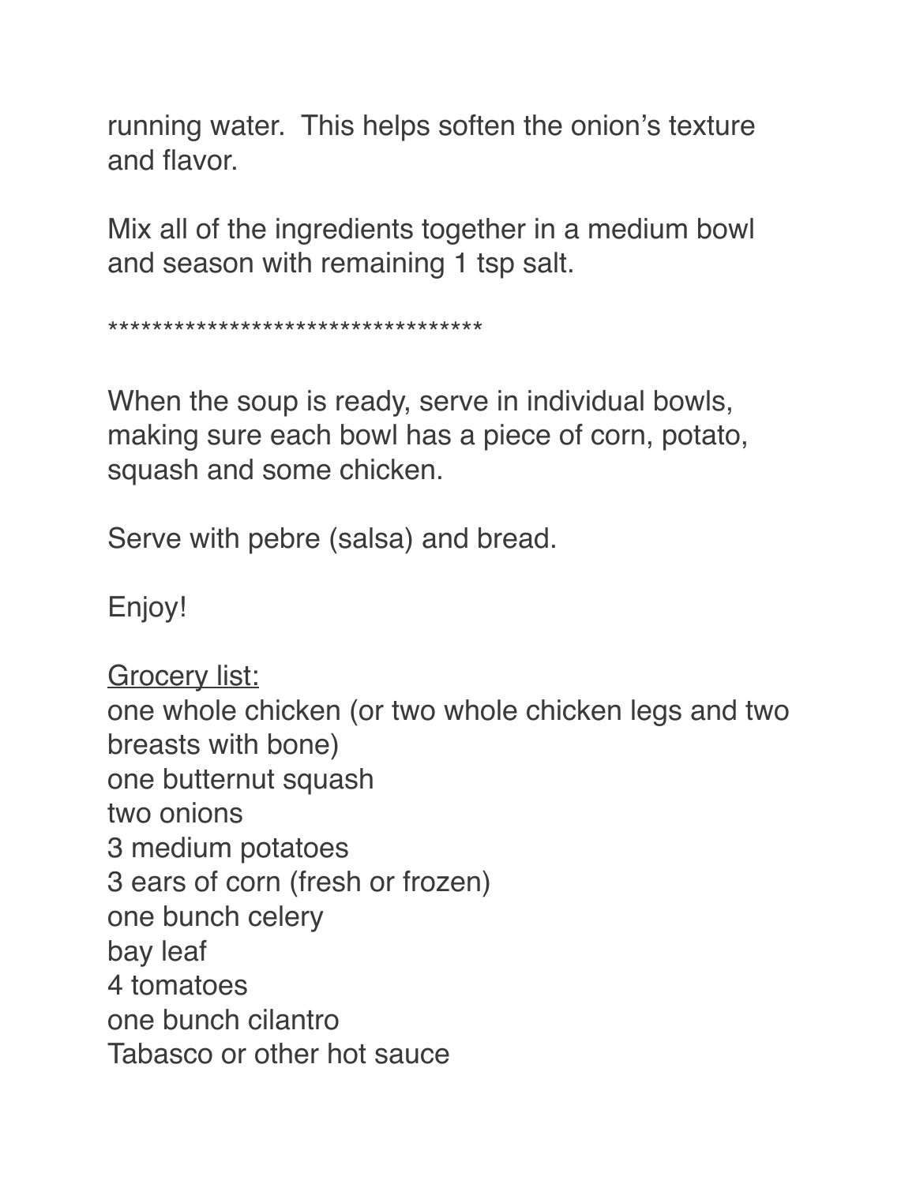running water.  This helps soften the onion's texture and flavor.

Mix all of the ingredients together in a medium bowl and season with remaining 1 tsp salt.

***********************************

When the soup is ready, serve in individual bowls, making sure each bowl has a piece of corn, potato, squash and some chicken.

Serve with pebre (salsa) and bread.

Enjoy!

<u>Grocery list:</u>

one whole chicken (or two whole chicken legs and two breasts with bone)  
one butternut squash  
two onions  
3 medium potatoes  
3 ears of corn (fresh or frozen)  
one bunch celery  
bay leaf  
4 tomatoes  
one bunch cilantro  
Tabasco or other hot sauce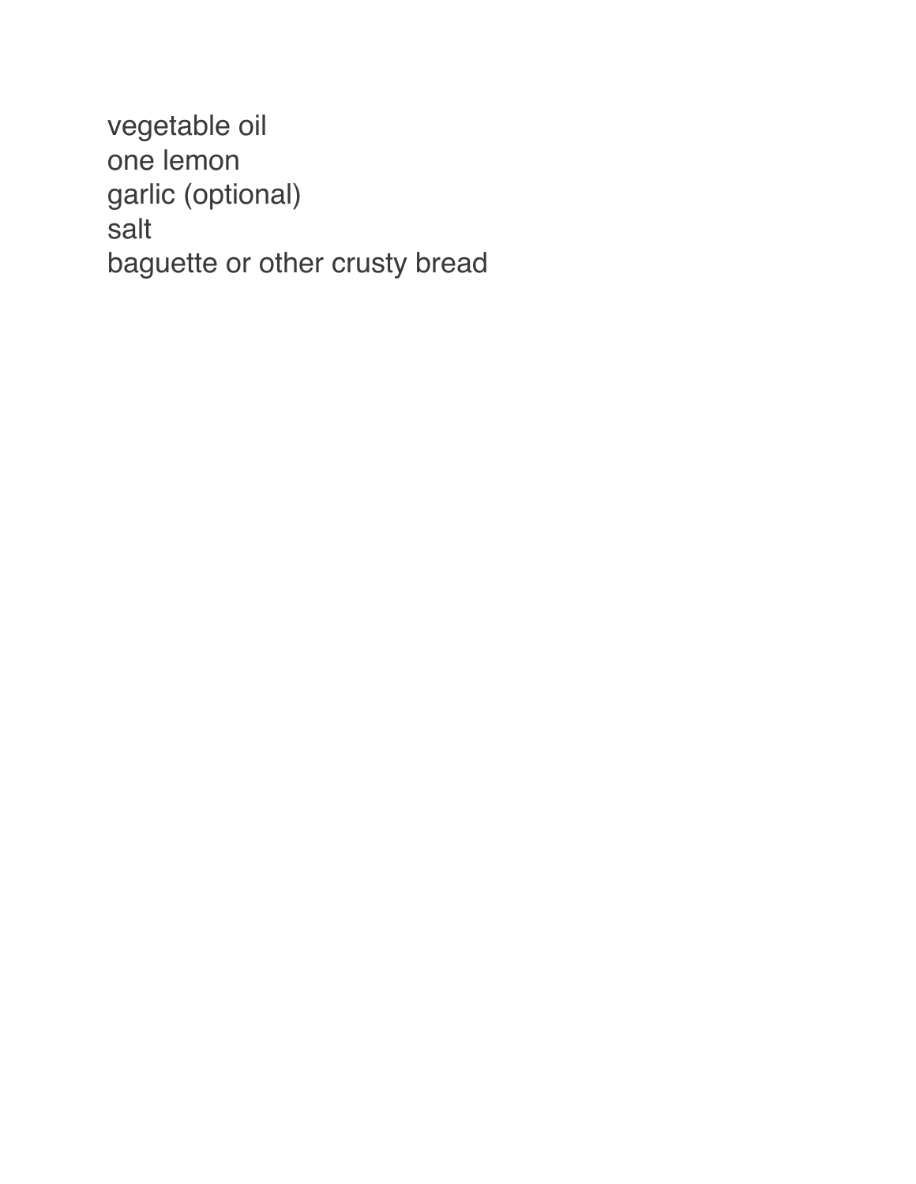vegetable oil
one lemon
garlic (optional)
salt
baguette or other crusty bread